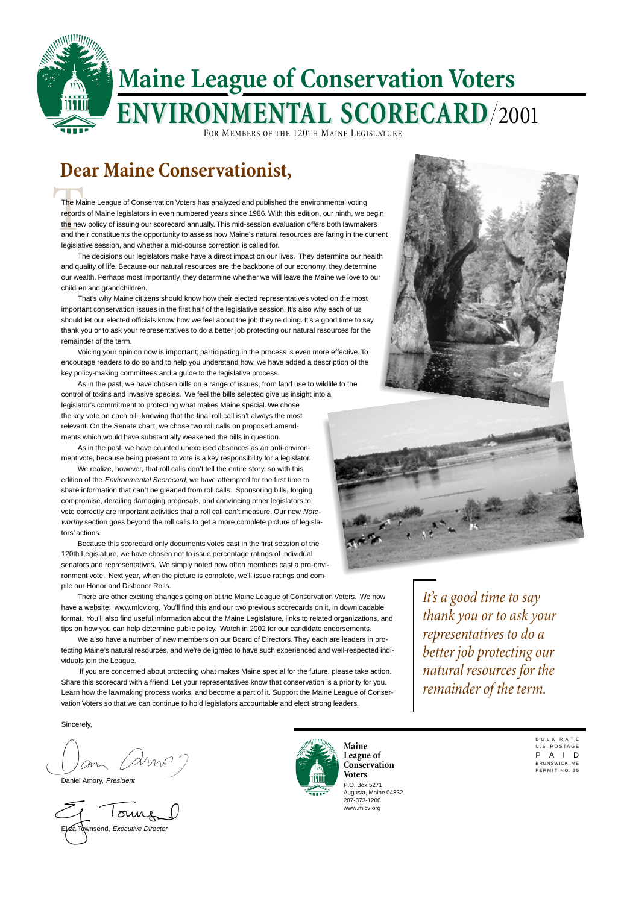# Maine League of Conservation Voters

# ENVIRONMENTAL SCORECARD/2001

FOR MEMBERS OF THE 120TH MAINE LEGISLATURE

## Dear Maine Conservationist,

The Maine League of Conservation Voters has analyzed and published the environmental voting records of Maine legislators in even numbered years since 1986. With this edition, our ninth, we begin the new policy of issuing our scorecard annually. This mid-session evaluation offers both lawmakers and their constituents the opportunity to assess how Maine's natural resources are faring in the current legislative session, and whether a mid-course correction is called for.

The decisions our legislators make have a direct impact on our lives. They determine our health and quality of life. Because our natural resources are the backbone of our economy, they determine our wealth. Perhaps most importantly, they determine whether we will leave the Maine we love to our children and grandchildren.

That's why Maine citizens should know how their elected representatives voted on the most important conservation issues in the first half of the legislative session. It's also why each of us should let our elected officials know how we feel about the job they're doing. It's a good time to say thank you or to ask your representatives to do a better job protecting our natural resources for the remainder of the term.

Voicing your opinion now is important; participating in the process is even more effective. To encourage readers to do so and to help you understand how, we have added a description of the key policy-making committees and a guide to the legislative process.

As in the past, we have chosen bills on a range of issues, from land use to wildlife to the control of toxins and invasive species. We feel the bills selected give us insight into a legislator's commitment to protecting what makes Maine special. We chose the key vote on each bill, knowing that the final roll call isn't always the most relevant. On the Senate chart, we chose two roll calls on proposed amendments which would have substantially weakened the bills in question.

As in the past, we have counted unexcused absences as an anti-environment vote, because being present to vote is a key responsibility for a legislator.

We realize, however, that roll calls don't tell the entire story, so with this edition of the *Environmental Scorecard,* we have attempted for the first time to share information that can't be gleaned from roll calls. Sponsoring bills, forging compromise, derailing damaging proposals, and convincing other legislators to vote correctly are important activities that a roll call can't measure. Our new *Noteworthy* section goes beyond the roll calls to get a more complete picture of legislators' actions.

Because this scorecard only documents votes cast in the first session of the 120th Legislature, we have chosen not to issue percentage ratings of individual senators and representatives. We simply noted how often members cast a pro-environment vote. Next year, when the picture is complete, we'll issue ratings and compile our Honor and Dishonor Rolls.

There are other exciting changes going on at the Maine League of Conservation Voters. We now have a website: www.mlcv.org. You'll find this and our two previous scorecards on it, in downloadable format. You'll also find useful information about the Maine Legislature, links to related organizations, and tips on how you can help determine public policy. Watch in 2002 for our candidate endorsements.

We also have a number of new members on our Board of Directors. They each are leaders in protecting Maine's natural resources, and we're delighted to have such experienced and well-respected individuals join the League.

If you are concerned about protecting what makes Maine special for the future, please take action. Share this scorecard with a friend. Let your representatives know that conservation is a priority for you. Learn how the lawmaking process works, and become a part of it. Support the Maine League of Conservation Voters so that we can continue to hold legislators accountable and elect strong leaders.

*It's a good time to say thank you or to ask your representatives to do a better job protecting our natural resources for the remainder of the term.*

Sincerely,

Daniel Amory, *President*

Eliza Townsend, *Executive Director*

**Maine League of Conservation Voters**
P.O. Box 5271
Augusta, Maine 04332
207-373-1200
www.mlcv.org

BULK RATE
U.S. POSTAGE
PAID
BRUNSWICK, ME
PERMIT NO. 65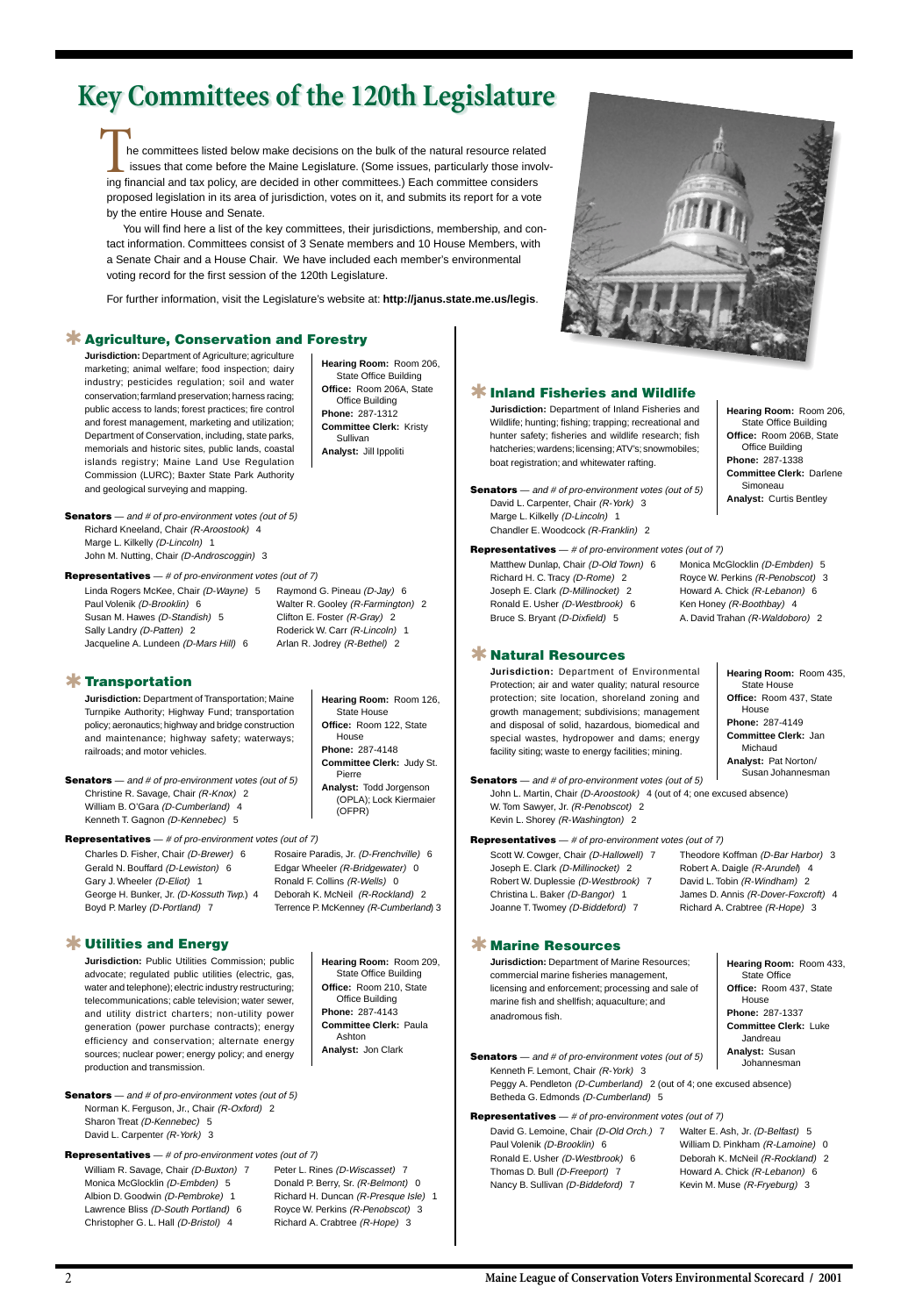# Key Committees of the 120th Legislature

The committees listed below make decisions on the bulk of the natural resource related issues that come before the Maine Legislature. (Some issues, particularly those involving financial and tax policy, are decided in other committees.) Each committee considers proposed legislation in its area of jurisdiction, votes on it, and submits its report for a vote by the entire House and Senate.

You will find here a list of the key committees, their jurisdictions, membership, and contact information. Committees consist of 3 Senate members and 10 House Members, with a Senate Chair and a House Chair. We have included each member's environmental voting record for the first session of the 120th Legislature.

For further information, visit the Legislature's website at: **http://janus.state.me.us/legis**.

## Agriculture, Conservation and Forestry

**Jurisdiction:** Department of Agriculture; agriculture marketing; animal welfare; food inspection; dairy industry; pesticides regulation; soil and water conservation; farmland preservation; harness racing; public access to lands; forest practices; fire control and forest management, marketing and utilization; Department of Conservation, including, state parks, memorials and historic sites, public lands, coastal islands registry; Maine Land Use Regulation Commission (LURC); Baxter State Park Authority and geological surveying and mapping.

**Hearing Room:** Room 206, State Office Building
**Office:** Room 206A, State Office Building
**Phone:** 287-1312
**Committee Clerk:** Kristy Sullivan
**Analyst:** Jill Ippoliti

**Senators** — *and # of pro-environment votes (out of 5)*

- Richard Kneeland, Chair *(R-Aroostook)* 4
- Marge L. Kilkelly *(D-Lincoln)* 1
- John M. Nutting, Chair *(D-Androscoggin)* 3

**Representatives** — *# of pro-environment votes (out of 7)*

- Linda Rogers McKee, Chair *(D-Wayne)* 5
- Paul Volenik *(D-Brooklin)* 6
- Susan M. Hawes *(D-Standish)* 5
- Sally Landry *(D-Patten)* 2
- Jacqueline A. Lundeen *(D-Mars Hill)* 6
- Raymond G. Pineau *(D-Jay)* 6
- Walter R. Gooley *(R-Farmington)* 2
- Clifton E. Foster *(R-Gray)* 2
- Roderick W. Carr *(R-Lincoln)* 1
- Arlan R. Jodrey *(R-Bethel)* 2

## Transportation

**Jurisdiction:** Department of Transportation; Maine Turnpike Authority; Highway Fund; transportation policy; aeronautics; highway and bridge construction and maintenance; highway safety; waterways; railroads; and motor vehicles.

**Hearing Room:** Room 126, State House
**Office:** Room 122, State House
**Phone:** 287-4148
**Committee Clerk:** Judy St. Pierre
**Analyst:** Todd Jorgenson (OPLA); Lock Kiermaier (OFPR)

**Senators** — *and # of pro-environment votes (out of 5)*

- Christine R. Savage, Chair *(R-Knox)* 2
- William B. O'Gara *(D-Cumberland)* 4
- Kenneth T. Gagnon *(D-Kennebec)* 5

**Representatives** — *# of pro-environment votes (out of 7)*

- Charles D. Fisher, Chair *(D-Brewer)* 6
- Gerald N. Bouffard *(D-Lewiston)* 6
- Gary J. Wheeler *(D-Eliot)* 1
- George H. Bunker, Jr. *(D-Kossuth Twp.)* 4
- Boyd P. Marley *(D-Portland)* 7
- Rosaire Paradis, Jr. *(D-Frenchville)* 6
- Edgar Wheeler *(R-Bridgewater)* 0
- Ronald F. Collins *(R-Wells)* 0
- Deborah K. McNeil *(R-Rockland)* 2
- Terrence P. McKenney *(R-Cumberland)* 3

## Utilities and Energy

**Jurisdiction:** Public Utilities Commission; public advocate; regulated public utilities (electric, gas, water and telephone); electric industry restructuring; telecommunications; cable television; water sewer, and utility district charters; non-utility power generation (power purchase contracts); energy efficiency and conservation; alternate energy sources; nuclear power; energy policy; and energy production and transmission.

**Hearing Room:** Room 209, State Office Building
**Office:** Room 210, State Office Building
**Phone:** 287-4143
**Committee Clerk:** Paula Ashton
**Analyst:** Jon Clark

**Senators** — *and # of pro-environment votes (out of 5)*

- Norman K. Ferguson, Jr., Chair *(R-Oxford)* 2
- Sharon Treat *(D-Kennebec)* 5
- David L. Carpenter *(R-York)* 3

**Representatives** — *# of pro-environment votes (out of 7)*

- William R. Savage, Chair *(D-Buxton)* 7
- Monica McGlocklin *(D-Embden)* 5
- Albion D. Goodwin *(D-Pembroke)* 1
- Lawrence Bliss *(D-South Portland)* 6
- Christopher G. L. Hall *(D-Bristol)* 4
- Peter L. Rines *(D-Wiscasset)* 7
- Donald P. Berry, Sr. *(R-Belmont)* 0
- Richard H. Duncan *(R-Presque Isle)* 1
- Royce W. Perkins *(R-Penobscot)* 3
- Richard A. Crabtree *(R-Hope)* 3

## Inland Fisheries and Wildlife

**Jurisdiction:** Department of Inland Fisheries and Wildlife; hunting; fishing; trapping; recreational and hunter safety; fisheries and wildlife research; fish hatcheries; wardens; licensing; ATV's; snowmobiles; boat registration; and whitewater rafting.

**Hearing Room:** Room 206, State Office Building
**Office:** Room 206B, State Office Building
**Phone:** 287-1338
**Committee Clerk:** Darlene Simoneau
**Analyst:** Curtis Bentley

**Senators** — *and # of pro-environment votes (out of 5)*

- David L. Carpenter, Chair *(R-York)* 3
- Marge L. Kilkelly *(D-Lincoln)* 1
- Chandler E. Woodcock *(R-Franklin)* 2

**Representatives** — *# of pro-environment votes (out of 7)*

- Matthew Dunlap, Chair *(D-Old Town)* 6
- Richard H. C. Tracy *(D-Rome)* 2
- Joseph E. Clark *(D-Millinocket)* 2
- Ronald E. Usher *(D-Westbrook)* 6
- Bruce S. Bryant *(D-Dixfield)* 5
- Monica McGlocklin *(D-Embden)* 5
- Royce W. Perkins *(R-Penobscot)* 3
- Howard A. Chick *(R-Lebanon)* 6
- Ken Honey *(R-Boothbay)* 4
- A. David Trahan *(R-Waldoboro)* 2

## Natural Resources

**Jurisdiction:** Department of Environmental Protection; air and water quality; natural resource protection; site location, shoreland zoning and growth management; subdivisions; management and disposal of solid, hazardous, biomedical and special wastes, hydropower and dams; energy facility siting; waste to energy facilities; mining.

**Hearing Room:** Room 435, State House
**Office:** Room 437, State House
**Phone:** 287-4149
**Committee Clerk:** Jan Michaud
**Analyst:** Pat Norton/ Susan Johannesman

**Senators** — *and # of pro-environment votes (out of 5)*

- John L. Martin, Chair *(D-Aroostook)* 4 (out of 4; one excused absence)
- W. Tom Sawyer, Jr. *(R-Penobscot)* 2
- Kevin L. Shorey *(R-Washington)* 2

**Representatives** — *# of pro-environment votes (out of 7)*

- Scott W. Cowger, Chair *(D-Hallowell)* 7
- Joseph E. Clark *(D-Millinocket)* 2
- Robert W. Duplessie *(D-Westbrook)* 7
- Christina L. Baker *(D-Bangor)* 1
- Joanne T. Twomey *(D-Biddeford)* 7
- Theodore Koffman *(D-Bar Harbor)* 3
- Robert A. Daigle *(R-Arundel)* 4
- David L. Tobin *(R-Windham)* 2
- James D. Annis *(R-Dover-Foxcroft)* 4
- Richard A. Crabtree *(R-Hope)* 3

## Marine Resources

**Jurisdiction:** Department of Marine Resources; commercial marine fisheries management, licensing and enforcement; processing and sale of marine fish and shellfish; aquaculture; and anadromous fish.

**Hearing Room:** Room 433, State Office
**Office:** Room 437, State House
**Phone:** 287-1337
**Committee Clerk:** Luke Jandreau
**Analyst:** Susan Johannesman

**Senators** — *and # of pro-environment votes (out of 5)*

- Kenneth F. Lemont, Chair *(R-York)* 3
- Peggy A. Pendleton *(D-Cumberland)* 2 (out of 4; one excused absence)
- Betheda G. Edmonds *(D-Cumberland)* 5

**Representatives** — *# of pro-environment votes (out of 7)*

- David G. Lemoine, Chair *(D-Old Orch.)* 7
- Paul Volenik *(D-Brooklin)* 6
- Ronald E. Usher *(D-Westbrook)* 6
- Thomas D. Bull *(D-Freeport)* 7
- Nancy B. Sullivan *(D-Biddeford)* 7
- Walter E. Ash, Jr. *(D-Belfast)* 5
- William D. Pinkham *(R-Lamoine)* 0
- Deborah K. McNeil *(R-Rockland)* 2
- Howard A. Chick *(R-Lebanon)* 6
- Kevin M. Muse *(R-Fryeburg)* 3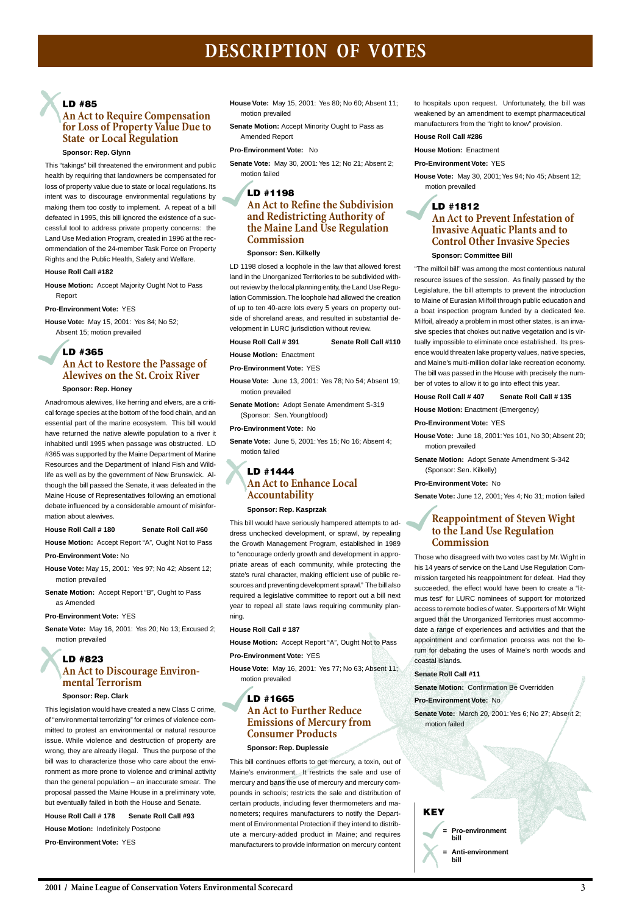# DESCRIPTION OF VOTES

## LD #85
### An Act to Require Compensation for Loss of Property Value Due to State or Local Regulation

**Sponsor: Rep. Glynn**

This "takings" bill threatened the environment and public health by requiring that landowners be compensated for loss of property value due to state or local regulations. Its intent was to discourage environmental regulations by making them too costly to implement. A repeal of a bill defeated in 1995, this bill ignored the existence of a successful tool to address private property concerns: the Land Use Mediation Program, created in 1996 at the recommendation of the 24-member Task Force on Property Rights and the Public Health, Safety and Welfare.

**House Roll Call #182**

**House Motion:** Accept Majority Ought Not to Pass Report

**Pro-Environment Vote:** YES

**House Vote:** May 15, 2001: Yes 84; No 52; Absent 15; motion prevailed

## LD #365
### An Act to Restore the Passage of Alewives on the St. Croix River

**Sponsor: Rep. Honey**

Anadromous alewives, like herring and elvers, are a critical forage species at the bottom of the food chain, and an essential part of the marine ecosystem. This bill would have returned the native alewife population to a river it inhabited until 1995 when passage was obstructed. LD #365 was supported by the Maine Department of Marine Resources and the Department of Inland Fish and Wildlife as well as by the government of New Brunswick. Although the bill passed the Senate, it was defeated in the Maine House of Representatives following an emotional debate influenced by a considerable amount of misinformation about alewives.

**House Roll Call # 180** **Senate Roll Call #60**

**House Motion:** Accept Report "A", Ought Not to Pass

**Pro-Environment Vote:** No

**House Vote:** May 15, 2001: Yes 97; No 42; Absent 12; motion prevailed

**Senate Motion:** Accept Report "B", Ought to Pass as Amended

**Pro-Environment Vote:** YES

**Senate Vote:** May 16, 2001: Yes 20; No 13; Excused 2; motion prevailed

## LD #823
### An Act to Discourage Environmental Terrorism

**Sponsor: Rep. Clark**

This legislation would have created a new Class C crime, of "environmental terrorizing" for crimes of violence committed to protest an environmental or natural resource issue. While violence and destruction of property are wrong, they are already illegal. Thus the purpose of the bill was to characterize those who care about the environment as more prone to violence and criminal activity than the general population – an inaccurate smear. The proposal passed the Maine House in a preliminary vote, but eventually failed in both the House and Senate.

**House Roll Call # 178** **Senate Roll Call #93**

**House Motion:** Indefinitely Postpone

**Pro-Environment Vote:** YES

**House Vote:** May 15, 2001: Yes 80; No 60; Absent 11; motion prevailed

**Senate Motion:** Accept Minority Ought to Pass as Amended Report

**Pro-Environment Vote:** No

**Senate Vote:** May 30, 2001: Yes 12; No 21; Absent 2; motion failed

## LD #1198
### An Act to Refine the Subdivision and Redistricting Authority of the Maine Land Use Regulation Commission

**Sponsor: Sen. Kilkelly**

LD 1198 closed a loophole in the law that allowed forest land in the Unorganized Territories to be subdivided without review by the local planning entity, the Land Use Regulation Commission. The loophole had allowed the creation of up to ten 40-acre lots every 5 years on property outside of shoreland areas, and resulted in substantial development in LURC jurisdiction without review.

**House Roll Call # 391** **Senate Roll Call #110**

**House Motion:** Enactment

**Pro-Environment Vote:** YES

**House Vote:** June 13, 2001: Yes 78; No 54; Absent 19; motion prevailed

**Senate Motion:** Adopt Senate Amendment S-319 (Sponsor: Sen. Youngblood)

**Pro-Environment Vote:** No

**Senate Vote:** June 5, 2001: Yes 15; No 16; Absent 4; motion failed

## LD #1444
### An Act to Enhance Local Accountability

**Sponsor: Rep. Kasprzak**

This bill would have seriously hampered attempts to address unchecked development, or sprawl, by repealing the Growth Management Program, established in 1989 to "encourage orderly growth and development in appropriate areas of each community, while protecting the state's rural character, making efficient use of public resources and preventing development sprawl." The bill also required a legislative committee to report out a bill next year to repeal all state laws requiring community planning.

**House Roll Call # 187**

**House Motion:** Accept Report "A", Ought Not to Pass

**Pro-Environment Vote:** YES

**House Vote:** May 16, 2001: Yes 77; No 63; Absent 11; motion prevailed

## LD #1665
### An Act to Further Reduce Emissions of Mercury from Consumer Products

**Sponsor: Rep. Duplessie**

This bill continues efforts to get mercury, a toxin, out of Maine's environment. It restricts the sale and use of mercury and bans the use of mercury and mercury compounds in schools; restricts the sale and distribution of certain products, including fever thermometers and manometers; requires manufacturers to notify the Department of Environmental Protection if they intend to distribute a mercury-added product in Maine; and requires manufacturers to provide information on mercury content to hospitals upon request. Unfortunately, the bill was weakened by an amendment to exempt pharmaceutical manufacturers from the "right to know" provision.

**House Roll Call #286**

**House Motion:** Enactment

**Pro-Environment Vote:** YES

**House Vote:** May 30, 2001; Yes 94; No 45; Absent 12; motion prevailed

## LD #1812
### An Act to Prevent Infestation of Invasive Aquatic Plants and to Control Other Invasive Species

**Sponsor: Committee Bill**

"The milfoil bill" was among the most contentious natural resource issues of the session. As finally passed by the Legislature, the bill attempts to prevent the introduction to Maine of Eurasian Milfoil through public education and a boat inspection program funded by a dedicated fee. Milfoil, already a problem in most other states, is an invasive species that chokes out native vegetation and is virtually impossible to eliminate once established. Its presence would threaten lake property values, native species, and Maine's multi-million dollar lake recreation economy. The bill was passed in the House with precisely the number of votes to allow it to go into effect this year.

**House Roll Call # 407** **Senate Roll Call # 135**

**House Motion:** Enactment (Emergency)

**Pro-Environment Vote:** YES

**House Vote:** June 18, 2001: Yes 101, No 30; Absent 20; motion prevailed

**Senate Motion:** Adopt Senate Amendment S-342 (Sponsor: Sen. Kilkelly)

**Pro-Environment Vote:** No

**Senate Vote:** June 12, 2001; Yes 4; No 31; motion failed

### Reappointment of Steven Wight to the Land Use Regulation Commission

Those who disagreed with two votes cast by Mr. Wight in his 14 years of service on the Land Use Regulation Commission targeted his reappointment for defeat. Had they succeeded, the effect would have been to create a "litmus test" for LURC nominees of support for motorized access to remote bodies of water. Supporters of Mr. Wight argued that the Unorganized Territories must accommodate a range of experiences and activities and that the appointment and confirmation process was not the forum for debating the uses of Maine's north woods and coastal islands.

**Senate Roll Call #11**

**Senate Motion:** Confirmation Be Overridden

**Pro-Environment Vote:** No

**Senate Vote:** March 20, 2001: Yes 6; No 27; Absent 2; motion failed

**KEY**

- ✓ = **Pro-environment bill**
- ✗ = **Anti-environment bill**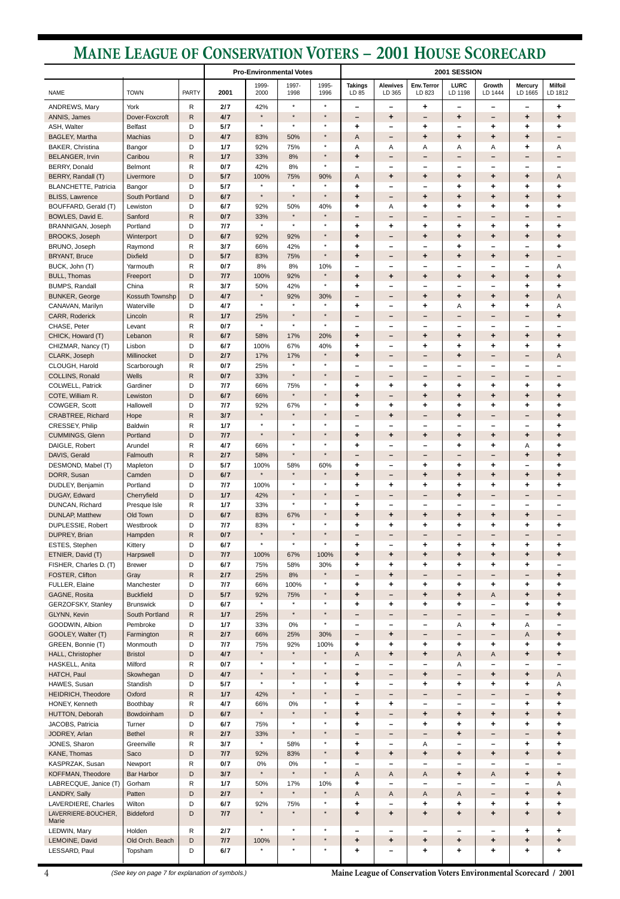# Maine League of Conservation Voters – 2001 House Scorecard

| | | | Pro-Environmental Votes | | | | 2001 SESSION | | | | | | |
|---|---|---|---|---|---|---|---|---|---|---|---|---|---|
| NAME | TOWN | PARTY | 2001 | 1999-2000 | 1997-1998 | 1995-1996 | Takings LD 85 | Alewives LD 365 | Env. Terror LD 823 | LURC LD 1198 | Growth LD 1444 | Mercury LD 1665 | Milfoil LD 1812 |
| ANDREWS, Mary | York | R | 2/7 | 42% | * | * | – | – | + | – | – | – | + |
| ANNIS, James | Dover-Foxcroft | R | 4/7 | * | * | * | – | + | – | + | – | + | + |
| ASH, Walter | Belfast | D | 5/7 | * | * | * | + | – | + | – | + | + | + |
| BAGLEY, Martha | Machias | D | 4/7 | 83% | 50% | * | A | – | + | + | + | + | – |
| BAKER, Christina | Bangor | D | 1/7 | 92% | 75% | * | A | A | A | A | A | + | A |
| BELANGER, Irvin | Caribou | R | 1/7 | 33% | 8% | * | + | – | – | – | – | – | – |
| BERRY, Donald | Belmont | R | 0/7 | 42% | 8% | * | – | – | – | – | – | – | – |
| BERRY, Randall (T) | Livermore | D | 5/7 | 100% | 75% | 90% | A | + | + | + | + | + | A |
| BLANCHETTE, Patricia | Bangor | D | 5/7 | * | * | * | + | – | – | + | + | + | + |
| BLISS, Lawrence | South Portland | D | 6/7 | * | * | * | + | – | + | + | + | + | + |
| BOUFFARD, Gerald (T) | Lewiston | D | 6/7 | 92% | 50% | 40% | + | A | + | + | + | + | + |
| BOWLES, David E. | Sanford | R | 0/7 | 33% | * | * | – | – | – | – | – | – | – |
| BRANNIGAN, Joseph | Portland | D | 7/7 | * | * | * | + | + | + | + | + | + | + |
| BROOKS, Joseph | Winterport | D | 6/7 | 92% | 92% | * | + | – | + | + | + | + | + |
| BRUNO, Joseph | Raymond | R | 3/7 | 66% | 42% | * | + | – | – | + | – | – | + |
| BRYANT, Bruce | Dixfield | D | 5/7 | 83% | 75% | * | + | – | + | + | + | + | – |
| BUCK, John (T) | Yarmouth | R | 0/7 | 8% | 8% | 10% | – | – | – | – | – | – | A |
| BULL, Thomas | Freeport | D | 7/7 | 100% | 92% | * | + | + | + | + | + | + | + |
| BUMPS, Randall | China | R | 3/7 | 50% | 42% | * | + | – | – | – | – | + | + |
| BUNKER, George | Kossuth Townshp | D | 4/7 | * | 92% | 30% | – | – | + | + | + | + | A |
| CANAVAN, Marilyn | Waterville | D | 4/7 | * | * | * | + | – | + | A | + | + | A |
| CARR, Roderick | Lincoln | R | 1/7 | 25% | * | * | – | – | – | – | – | – | + |
| CHASE, Peter | Levant | R | 0/7 | * | * | * | – | – | – | – | – | – | – |
| CHICK, Howard (T) | Lebanon | R | 6/7 | 58% | 17% | 20% | + | – | + | + | + | + | + |
| CHIZMAR, Nancy (T) | Lisbon | D | 6/7 | 100% | 67% | 40% | + | – | + | + | + | + | + |
| CLARK, Joseph | Millinocket | D | 2/7 | 17% | 17% | * | + | – | – | + | – | – | A |
| CLOUGH, Harold | Scarborough | R | 0/7 | 25% | * | * | – | – | – | – | – | – | – |
| COLLINS, Ronald | Wells | R | 0/7 | 33% | * | * | – | – | – | – | – | – | – |
| COLWELL, Patrick | Gardiner | D | 7/7 | 66% | 75% | * | + | + | + | + | + | + | + |
| COTE, William R. | Lewiston | D | 6/7 | 66% | * | * | + | – | + | + | + | + | + |
| COWGER, Scott | Hallowell | D | 7/7 | 92% | 67% | * | + | + | + | + | + | + | + |
| CRABTREE, Richard | Hope | R | 3/7 | * | * | * | – | + | – | + | – | – | + |
| CRESSEY, Philip | Baldwin | R | 1/7 | * | * | * | – | – | – | – | – | – | + |
| CUMMINGS, Glenn | Portland | D | 7/7 | * | * | * | + | + | + | + | + | + | + |
| DAIGLE, Robert | Arundel | R | 4/7 | 66% | * | * | + | – | – | + | + | A | + |
| DAVIS, Gerald | Falmouth | R | 2/7 | 58% | * | * | – | – | – | – | – | + | + |
| DESMOND, Mabel (T) | Mapleton | D | 5/7 | 100% | 58% | 60% | + | – | + | + | + | – | + |
| DORR, Susan | Camden | D | 6/7 | * | * | * | + | – | + | + | + | + | + |
| DUDLEY, Benjamin | Portland | D | 7/7 | 100% | * | * | + | + | + | + | + | + | + |
| DUGAY, Edward | Cherryfield | D | 1/7 | 42% | * | * | – | – | – | + | – | – | – |
| DUNCAN, Richard | Presque Isle | R | 1/7 | 33% | * | * | + | – | – | – | – | – | – |
| DUNLAP, Matthew | Old Town | D | 6/7 | 83% | 67% | * | + | + | + | + | + | + | – |
| DUPLESSIE, Robert | Westbrook | D | 7/7 | 83% | * | * | + | + | + | + | + | + | + |
| DUPREY, Brian | Hampden | R | 0/7 | * | * | * | – | – | – | – | – | – | – |
| ESTES, Stephen | Kittery | D | 6/7 | * | * | * | + | – | + | + | + | + | + |
| ETNIER, David (T) | Harpswell | D | 7/7 | 100% | 67% | 100% | + | + | + | + | + | + | + |
| FISHER, Charles D. (T) | Brewer | D | 6/7 | 75% | 58% | 30% | + | + | + | + | + | + | – |
| FOSTER, Clifton | Gray | R | 2/7 | 25% | 8% | * | – | + | – | – | – | – | + |
| FULLER, Elaine | Manchester | D | 7/7 | 66% | 100% | * | + | + | + | + | + | + | + |
| GAGNE, Rosita | Buckfield | D | 5/7 | 92% | 75% | * | + | – | + | + | A | + | + |
| GERZOFSKY, Stanley | Brunswick | D | 6/7 | * | * | * | + | + | + | + | – | + | + |
| GLYNN, Kevin | South Portland | R | 1/7 | 25% | * | * | – | – | – | – | – | – | + |
| GOODWIN, Albion | Pembroke | D | 1/7 | 33% | 0% | * | – | – | – | A | + | A | – |
| GOOLEY, Walter (T) | Farmington | R | 2/7 | 66% | 25% | 30% | – | + | – | – | – | A | + |
| GREEN, Bonnie (T) | Monmouth | D | 7/7 | 75% | 92% | 100% | + | + | + | + | + | + | + |
| HALL, Christopher | Bristol | D | 4/7 | * | * | * | A | + | + | A | A | + | + |
| HASKELL, Anita | Milford | R | 0/7 | * | * | * | – | – | – | A | – | – | – |
| HATCH, Paul | Skowhegan | D | 4/7 | * | * | * | + | – | + | – | + | + | A |
| HAWES, Susan | Standish | D | 5/7 | * | * | * | + | – | + | + | + | + | A |
| HEIDRICH, Theodore | Oxford | R | 1/7 | 42% | * | * | – | – | – | – | – | – | + |
| HONEY, Kenneth | Boothbay | R | 4/7 | 66% | 0% | * | + | + | – | – | – | + | + |
| HUTTON, Deborah | Bowdoinham | D | 6/7 | * | * | * | + | – | + | + | + | + | + |
| JACOBS, Patricia | Turner | D | 6/7 | 75% | * | * | + | – | + | + | + | + | + |
| JODREY, Arlan | Bethel | R | 2/7 | 33% | * | * | – | – | – | + | – | – | + |
| JONES, Sharon | Greenville | R | 3/7 | * | 58% | * | + | – | A | – | – | + | + |
| KANE, Thomas | Saco | D | 7/7 | 92% | 83% | * | + | + | + | + | + | + | + |
| KASPRZAK, Susan | Newport | R | 0/7 | 0% | 0% | * | – | – | – | – | – | – | – |
| KOFFMAN, Theodore | Bar Harbor | D | 3/7 | * | * | * | A | A | A | + | A | + | + |
| LABRECQUE, Janice (T) | Gorham | R | 1/7 | 50% | 17% | 10% | + | – | – | – | – | – | A |
| LANDRY, Sally | Patten | D | 2/7 | * | * | * | A | A | A | A | – | + | + |
| LAVERDIERE, Charles | Wilton | D | 6/7 | 92% | 75% | * | + | – | + | + | + | + | + |
| LAVERRIERE-BOUCHER, Marie | Biddeford | D | 7/7 | * | * | * | + | + | + | + | + | + | + |
| LEDWIN, Mary | Holden | R | 2/7 | * | * | * | – | – | – | – | – | + | + |
| LEMOINE, David | Old Orch. Beach | D | 7/7 | 100% | * | * | + | + | + | + | + | + | + |
| LESSARD, Paul | Topsham | D | 6/7 | * | * | * | + | – | + | + | + | + | + |

*(See key on page 7 for explanation of symbols.)*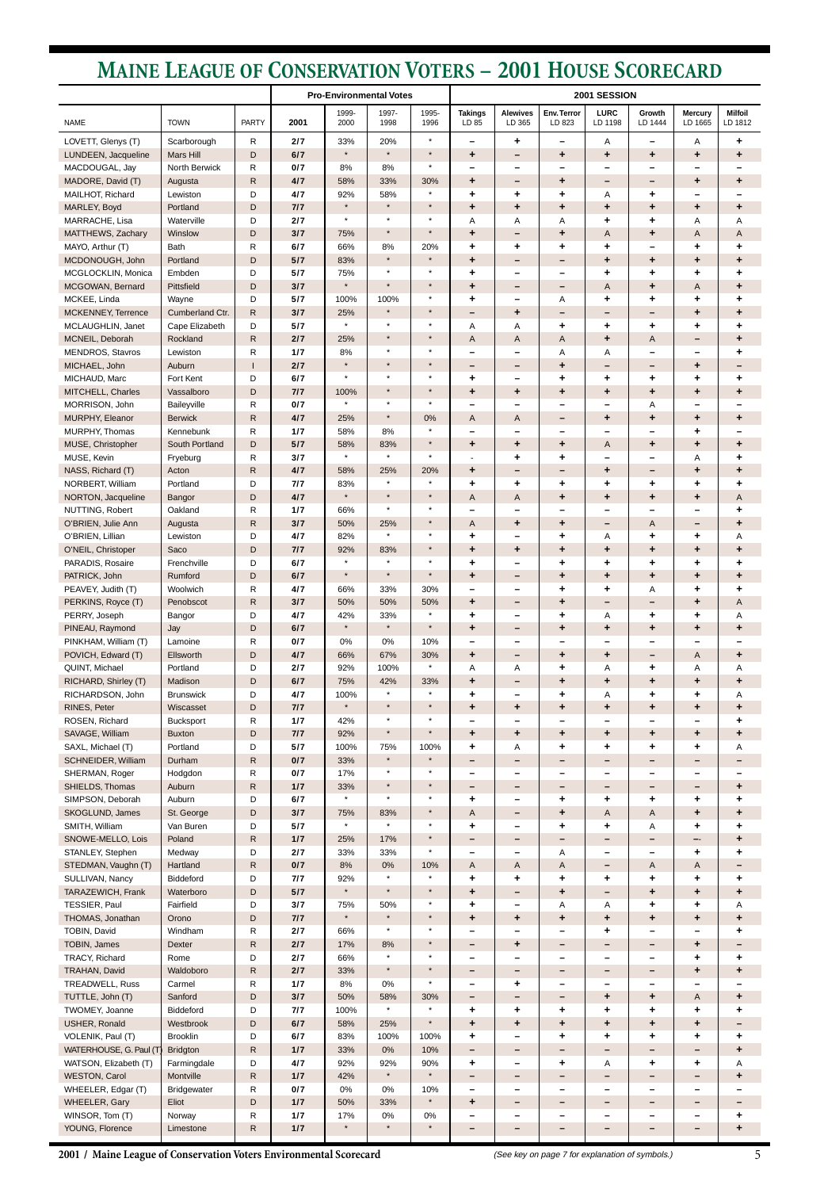# MAINE LEAGUE OF CONSERVATION VOTERS – 2001 HOUSE SCORECARD

| | | | Pro-Environmental Votes | | | | 2001 SESSION | | | | | | |
|---|---|---|---|---|---|---|---|---|---|---|---|---|---|
| NAME | TOWN | PARTY | 2001 | 1999-2000 | 1997-1998 | 1995-1996 | Takings LD 85 | Alewives LD 365 | Env. Terror LD 823 | LURC LD 1198 | Growth LD 1444 | Mercury LD 1665 | Milfoil LD 1812 |
| LOVETT, Glenys (T) | Scarborough | R | 2/7 | 33% | 20% | * | – | + | – | A | – | A | + |
| LUNDEEN, Jacqueline | Mars Hill | D | 6/7 | * | * | * | + | – | + | + | + | + | + |
| MACDOUGAL, Jay | North Berwick | R | 0/7 | 8% | 8% | * | – | – | – | – | – | – | – |
| MADORE, David (T) | Augusta | R | 4/7 | 58% | 33% | 30% | + | – | + | – | – | + | + |
| MAILHOT, Richard | Lewiston | D | 4/7 | 92% | 58% | * | + | + | + | A | + | – | – |
| MARLEY, Boyd | Portland | D | 7/7 | * | * | * | + | + | + | + | + | + | + |
| MARRACHE, Lisa | Waterville | D | 2/7 | * | * | * | A | A | A | + | + | A | A |
| MATTHEWS, Zachary | Winslow | D | 3/7 | 75% | * | * | + | – | + | A | + | A | A |
| MAYO, Arthur (T) | Bath | R | 6/7 | 66% | 8% | 20% | + | + | + | + | – | + | + |
| MCDONOUGH, John | Portland | D | 5/7 | 83% | * | * | + | – | – | + | + | + | + |
| MCGLOCKLIN, Monica | Embden | D | 5/7 | 75% | * | * | + | – | – | + | + | + | + |
| MCGOWAN, Bernard | Pittsfield | D | 3/7 | * | * | * | + | – | – | A | + | A | + |
| MCKEE, Linda | Wayne | D | 5/7 | 100% | 100% | * | + | – | A | + | + | + | + |
| MCKENNEY, Terrence | Cumberland Ctr. | R | 3/7 | 25% | * | * | – | + | – | – | – | + | + |
| MCLAUGHLIN, Janet | Cape Elizabeth | D | 5/7 | * | * | * | A | A | + | + | + | + | + |
| MCNEIL, Deborah | Rockland | R | 2/7 | 25% | * | * | A | A | A | + | A | – | + |
| MENDROS, Stavros | Lewiston | R | 1/7 | 8% | * | * | – | – | A | A | – | – | + |
| MICHAEL, John | Auburn | I | 2/7 | * | * | * | – | – | + | – | – | + | – |
| MICHAUD, Marc | Fort Kent | D | 6/7 | * | * | * | + | – | + | + | + | + | + |
| MITCHELL, Charles | Vassalboro | D | 7/7 | 100% | * | * | + | + | + | + | + | + | + |
| MORRISON, John | Baileyville | R | 0/7 | * | * | * | – | – | – | – | A | – | – |
| MURPHY, Eleanor | Berwick | R | 4/7 | 25% | * | 0% | A | A | – | + | + | + | + |
| MURPHY, Thomas | Kennebunk | R | 1/7 | 58% | 8% | * | – | – | – | – | – | + | – |
| MUSE, Christopher | South Portland | D | 5/7 | 58% | 83% | * | + | + | + | A | + | + | + |
| MUSE, Kevin | Fryeburg | R | 3/7 | * | * | * | - | + | + | – | – | A | + |
| NASS, Richard (T) | Acton | R | 4/7 | 58% | 25% | 20% | + | – | – | + | – | + | + |
| NORBERT, William | Portland | D | 7/7 | 83% | * | * | + | + | + | + | + | + | + |
| NORTON, Jacqueline | Bangor | D | 4/7 | * | * | * | A | A | + | + | + | + | A |
| NUTTING, Robert | Oakland | R | 1/7 | 66% | * | * | – | – | – | – | – | – | + |
| O'BRIEN, Julie Ann | Augusta | R | 3/7 | 50% | 25% | * | A | + | + | – | A | – | + |
| O'BRIEN, Lillian | Lewiston | D | 4/7 | 82% | * | * | + | – | + | A | + | + | A |
| O'NEIL, Christoper | Saco | D | 7/7 | 92% | 83% | * | + | + | + | + | + | + | + |
| PARADIS, Rosaire | Frenchville | D | 6/7 | * | * | * | + | – | + | + | + | + | + |
| PATRICK, John | Rumford | D | 6/7 | * | * | * | + | – | + | + | + | + | + |
| PEAVEY, Judith (T) | Woolwich | R | 4/7 | 66% | 33% | 30% | – | – | + | + | A | + | + |
| PERKINS, Royce (T) | Penobscot | R | 3/7 | 50% | 50% | 50% | + | – | + | – | – | + | A |
| PERRY, Joseph | Bangor | D | 4/7 | 42% | 33% | * | + | – | + | A | + | + | A |
| PINEAU, Raymond | Jay | D | 6/7 | * | * | * | + | – | + | + | + | + | + |
| PINKHAM, William (T) | Lamoine | R | 0/7 | 0% | 0% | 10% | – | – | – | – | – | – | – |
| POVICH, Edward (T) | Ellsworth | D | 4/7 | 66% | 67% | 30% | + | – | + | + | – | A | + |
| QUINT, Michael | Portland | D | 2/7 | 92% | 100% | * | A | A | + | A | + | A | A |
| RICHARD, Shirley (T) | Madison | D | 6/7 | 75% | 42% | 33% | + | – | + | + | + | + | + |
| RICHARDSON, John | Brunswick | D | 4/7 | 100% | * | * | + | – | + | A | + | + | A |
| RINES, Peter | Wiscasset | D | 7/7 | * | * | * | + | + | + | + | + | + | + |
| ROSEN, Richard | Bucksport | R | 1/7 | 42% | * | * | – | – | – | – | – | – | + |
| SAVAGE, William | Buxton | D | 7/7 | 92% | * | * | + | + | + | + | + | + | + |
| SAXL, Michael (T) | Portland | D | 5/7 | 100% | 75% | 100% | + | A | + | + | + | + | A |
| SCHNEIDER, William | Durham | R | 0/7 | 33% | * | * | – | – | – | – | – | – | – |
| SHERMAN, Roger | Hodgdon | R | 0/7 | 17% | * | * | – | – | – | – | – | – | – |
| SHIELDS, Thomas | Auburn | R | 1/7 | 33% | * | * | – | – | – | – | – | – | + |
| SIMPSON, Deborah | Auburn | D | 6/7 | * | * | * | + | – | + | + | + | + | + |
| SKOGLUND, James | St. George | D | 3/7 | 75% | 83% | * | A | – | + | A | A | + | + |
| SMITH, William | Van Buren | D | 5/7 | * | * | * | + | – | + | + | A | + | + |
| SNOWE-MELLO, Lois | Poland | R | 1/7 | 25% | 17% | * | – | – | – | – | – | –- | + |
| STANLEY, Stephen | Medway | D | 2/7 | 33% | 33% | * | – | – | A | – | – | + | + |
| STEDMAN, Vaughn (T) | Hartland | R | 0/7 | 8% | 0% | 10% | A | A | A | – | A | A | – |
| SULLIVAN, Nancy | Biddeford | D | 7/7 | 92% | * | * | + | + | + | + | + | + | + |
| TARAZEWICH, Frank | Waterboro | D | 5/7 | * | * | * | + | – | + | – | + | + | + |
| TESSIER, Paul | Fairfield | D | 3/7 | 75% | 50% | * | + | – | A | A | + | + | A |
| THOMAS, Jonathan | Orono | D | 7/7 | * | * | * | + | + | + | + | + | + | + |
| TOBIN, David | Windham | R | 2/7 | 66% | * | * | – | – | – | + | – | – | + |
| TOBIN, James | Dexter | R | 2/7 | 17% | 8% | * | – | + | – | – | – | + | – |
| TRACY, Richard | Rome | D | 2/7 | 66% | * | * | – | – | – | – | – | + | + |
| TRAHAN, David | Waldoboro | R | 2/7 | 33% | * | * | – | – | – | – | – | + | + |
| TREADWELL, Russ | Carmel | R | 1/7 | 8% | 0% | * | – | + | – | – | – | – | – |
| TUTTLE, John (T) | Sanford | D | 3/7 | 50% | 58% | 30% | – | – | – | + | + | A | + |
| TWOMEY, Joanne | Biddeford | D | 7/7 | 100% | * | * | + | + | + | + | + | + | + |
| USHER, Ronald | Westbrook | D | 6/7 | 58% | 25% | * | + | + | + | + | + | + | – |
| VOLENIK, Paul (T) | Brooklin | D | 6/7 | 83% | 100% | 100% | + | – | + | + | + | + | + |
| WATERHOUSE, G. Paul (T) | Bridgton | R | 1/7 | 33% | 0% | 10% | – | – | – | – | – | – | + |
| WATSON, Elizabeth (T) | Farmingdale | D | 4/7 | 92% | 92% | 90% | + | – | + | A | + | + | A |
| WESTON, Carol | Montville | R | 1/7 | 42% | * | * | – | – | – | – | – | – | + |
| WHEELER, Edgar (T) | Bridgewater | R | 0/7 | 0% | 0% | 10% | – | – | – | – | – | – | – |
| WHEELER, Gary | Eliot | D | 1/7 | 50% | 33% | * | + | – | – | – | – | – | – |
| WINSOR, Tom (T) | Norway | R | 1/7 | 17% | 0% | 0% | – | – | – | – | – | – | + |
| YOUNG, Florence | Limestone | R | 1/7 | * | * | * | – | – | – | – | – | – | + |

**2001 / Maine League of Conservation Voters Environmental Scorecard**

*(See key on page 7 for explanation of symbols.)*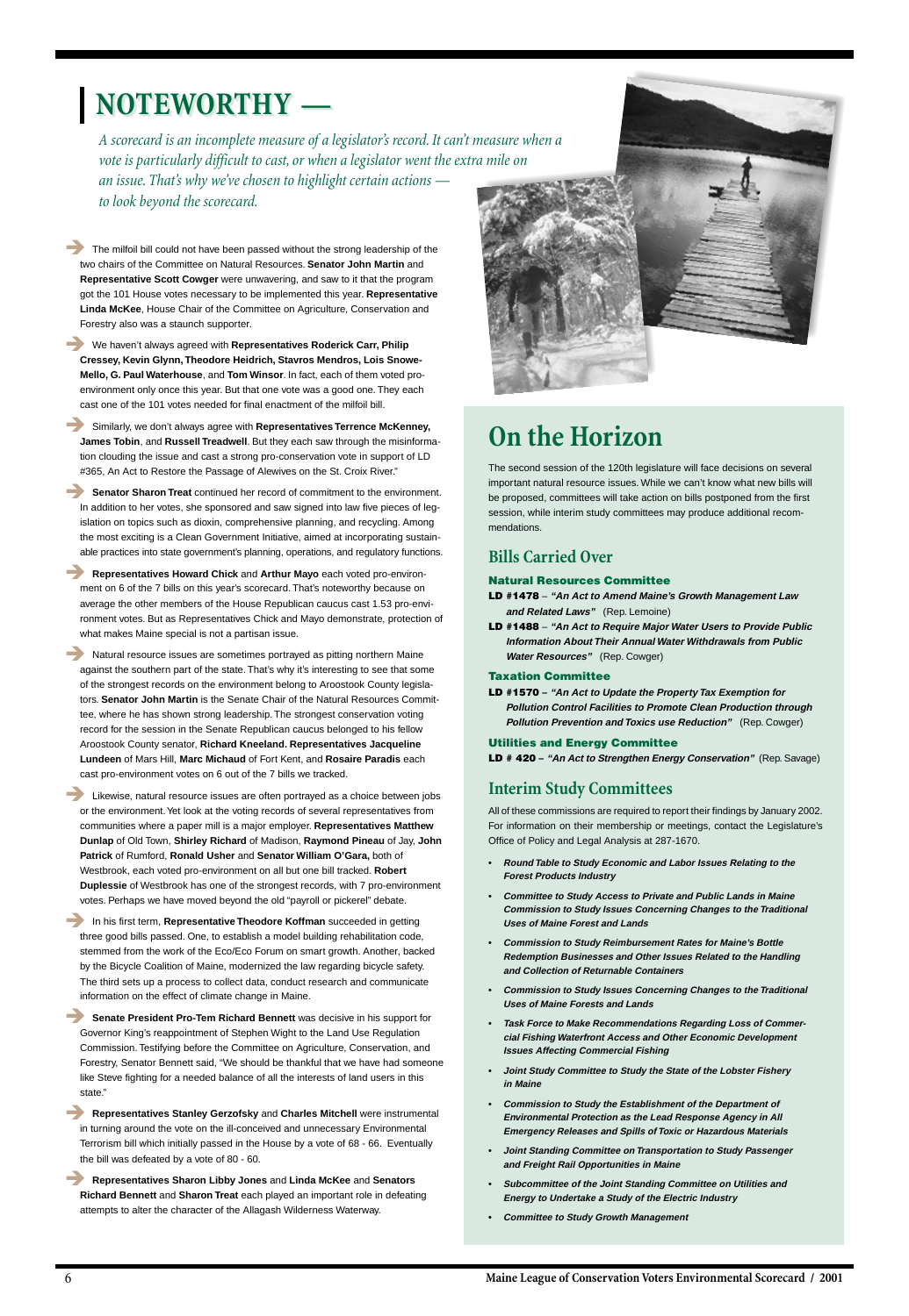# NOTEWORTHY —

*A scorecard is an incomplete measure of a legislator's record. It can't measure when a vote is particularly difficult to cast, or when a legislator went the extra mile on an issue. That's why we've chosen to highlight certain actions — to look beyond the scorecard.*

- The milfoil bill could not have been passed without the strong leadership of the two chairs of the Committee on Natural Resources. **Senator John Martin** and **Representative Scott Cowger** were unwavering, and saw to it that the program got the 101 House votes necessary to be implemented this year. **Representative Linda McKee**, House Chair of the Committee on Agriculture, Conservation and Forestry also was a staunch supporter.

- We haven't always agreed with **Representatives Roderick Carr, Philip Cressey, Kevin Glynn, Theodore Heidrich, Stavros Mendros, Lois Snowe-Mello, G. Paul Waterhouse**, and **Tom Winsor**. In fact, each of them voted pro-environment only once this year. But that one vote was a good one. They each cast one of the 101 votes needed for final enactment of the milfoil bill.

- Similarly, we don't always agree with **Representatives Terrence McKenney, James Tobin**, and **Russell Treadwell**. But they each saw through the misinformation clouding the issue and cast a strong pro-conservation vote in support of LD #365, An Act to Restore the Passage of Alewives on the St. Croix River."

- **Senator Sharon Treat** continued her record of commitment to the environment. In addition to her votes, she sponsored and saw signed into law five pieces of legislation on topics such as dioxin, comprehensive planning, and recycling. Among the most exciting is a Clean Government Initiative, aimed at incorporating sustainable practices into state government's planning, operations, and regulatory functions.

- **Representatives Howard Chick** and **Arthur Mayo** each voted pro-environment on 6 of the 7 bills on this year's scorecard. That's noteworthy because on average the other members of the House Republican caucus cast 1.53 pro-environment votes. But as Representatives Chick and Mayo demonstrate, protection of what makes Maine special is not a partisan issue.

- Natural resource issues are sometimes portrayed as pitting northern Maine against the southern part of the state. That's why it's interesting to see that some of the strongest records on the environment belong to Aroostook County legislators. **Senator John Martin** is the Senate Chair of the Natural Resources Committee, where he has shown strong leadership. The strongest conservation voting record for the session in the Senate Republican caucus belonged to his fellow Aroostook County senator, **Richard Kneeland. Representatives Jacqueline Lundeen** of Mars Hill, **Marc Michaud** of Fort Kent, and **Rosaire Paradis** each cast pro-environment votes on 6 out of the 7 bills we tracked.

- Likewise, natural resource issues are often portrayed as a choice between jobs or the environment. Yet look at the voting records of several representatives from communities where a paper mill is a major employer. **Representatives Matthew Dunlap** of Old Town, **Shirley Richard** of Madison, **Raymond Pineau** of Jay, **John Patrick** of Rumford, **Ronald Usher** and **Senator William O'Gara,** both of Westbrook, each voted pro-environment on all but one bill tracked. **Robert Duplessie** of Westbrook has one of the strongest records, with 7 pro-environment votes. Perhaps we have moved beyond the old "payroll or pickerel" debate.

- In his first term, **Representative Theodore Koffman** succeeded in getting three good bills passed. One, to establish a model building rehabilitation code, stemmed from the work of the Eco/Eco Forum on smart growth. Another, backed by the Bicycle Coalition of Maine, modernized the law regarding bicycle safety. The third sets up a process to collect data, conduct research and communicate information on the effect of climate change in Maine.

- **Senate President Pro-Tem Richard Bennett** was decisive in his support for Governor King's reappointment of Stephen Wight to the Land Use Regulation Commission. Testifying before the Committee on Agriculture, Conservation, and Forestry, Senator Bennett said, "We should be thankful that we have had someone like Steve fighting for a needed balance of all the interests of land users in this state."

- **Representatives Stanley Gerzofsky** and **Charles Mitchell** were instrumental in turning around the vote on the ill-conceived and unnecessary Environmental Terrorism bill which initially passed in the House by a vote of 68 - 66. Eventually the bill was defeated by a vote of 80 - 60.

- **Representatives Sharon Libby Jones** and **Linda McKee** and **Senators Richard Bennett** and **Sharon Treat** each played an important role in defeating attempts to alter the character of the Allagash Wilderness Waterway.

# On the Horizon

The second session of the 120th legislature will face decisions on several important natural resource issues. While we can't know what new bills will be proposed, committees will take action on bills postponed from the first session, while interim study committees may produce additional recommendations.

## Bills Carried Over

### Natural Resources Committee

**LD #1478** – ***"An Act to Amend Maine's Growth Management Law and Related Laws"*** (Rep. Lemoine)

**LD #1488** – ***"An Act to Require Major Water Users to Provide Public Information About Their Annual Water Withdrawals from Public Water Resources"*** (Rep. Cowger)

### Taxation Committee

**LD #1570** – ***"An Act to Update the Property Tax Exemption for Pollution Control Facilities to Promote Clean Production through Pollution Prevention and Toxics use Reduction"*** (Rep. Cowger)

### Utilities and Energy Committee

**LD # 420** – ***"An Act to Strengthen Energy Conservation"*** (Rep. Savage)

## Interim Study Committees

All of these commissions are required to report their findings by January 2002. For information on their membership or meetings, contact the Legislature's Office of Policy and Legal Analysis at 287-1670.

- ***Round Table to Study Economic and Labor Issues Relating to the Forest Products Industry***
- ***Committee to Study Access to Private and Public Lands in Maine Commission to Study Issues Concerning Changes to the Traditional Uses of Maine Forest and Lands***
- ***Commission to Study Reimbursement Rates for Maine's Bottle Redemption Businesses and Other Issues Related to the Handling and Collection of Returnable Containers***
- ***Commission to Study Issues Concerning Changes to the Traditional Uses of Maine Forests and Lands***
- ***Task Force to Make Recommendations Regarding Loss of Commercial Fishing Waterfront Access and Other Economic Development Issues Affecting Commercial Fishing***
- ***Joint Study Committee to Study the State of the Lobster Fishery in Maine***
- ***Commission to Study the Establishment of the Department of Environmental Protection as the Lead Response Agency in All Emergency Releases and Spills of Toxic or Hazardous Materials***
- ***Joint Standing Committee on Transportation to Study Passenger and Freight Rail Opportunities in Maine***
- ***Subcommittee of the Joint Standing Committee on Utilities and Energy to Undertake a Study of the Electric Industry***
- ***Committee to Study Growth Management***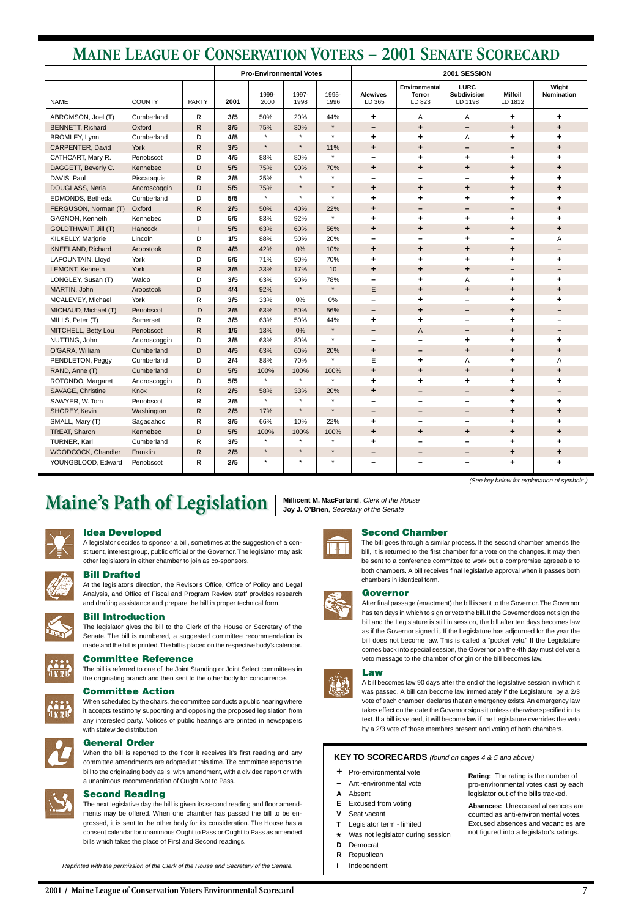# Maine League of Conservation Voters – 2001 Senate Scorecard

| | | | Pro-Environmental Votes | | | | 2001 SESSION | | | | |
|---|---|---|---|---|---|---|---|---|---|---|---|
| NAME | COUNTY | PARTY | 2001 | 1999-2000 | 1997-1998 | 1995-1996 | Alewives LD 365 | Environmental Terror LD 823 | LURC Subdivision LD 1198 | Milfoil LD 1812 | Wight Nomination |
| ABROMSON, Joel (T) | Cumberland | R | 3/5 | 50% | 20% | 44% | + | A | A | + | + |
| BENNETT, Richard | Oxford | R | 3/5 | 75% | 30% | * | – | + | – | + | + |
| BROMLEY, Lynn | Cumberland | D | 4/5 | * | * | * | + | + | A | + | + |
| CARPENTER, David | York | R | 3/5 | * | * | 11% | + | + | – | – | + |
| CATHCART, Mary R. | Penobscot | D | 4/5 | 88% | 80% | * | – | + | + | + | + |
| DAGGETT, Beverly C. | Kennebec | D | 5/5 | 75% | 90% | 70% | + | + | + | + | + |
| DAVIS, Paul | Piscataquis | R | 2/5 | 25% | * | * | – | – | – | + | + |
| DOUGLASS, Neria | Androscoggin | D | 5/5 | 75% | * | * | + | + | + | + | + |
| EDMONDS, Betheda | Cumberland | D | 5/5 | * | * | * | + | + | + | + | + |
| FERGUSON, Norman (T) | Oxford | R | 2/5 | 50% | 40% | 22% | + | – | – | – | + |
| GAGNON, Kenneth | Kennebec | D | 5/5 | 83% | 92% | * | + | + | + | + | + |
| GOLDTHWAIT, Jill (T) | Hancock | I | 5/5 | 63% | 60% | 56% | + | + | + | + | + |
| KILKELLY, Marjorie | Lincoln | D | 1/5 | 88% | 50% | 20% | – | – | + | – | A |
| KNEELAND, Richard | Aroostook | R | 4/5 | 42% | 0% | 10% | + | + | + | + | – |
| LAFOUNTAIN, Lloyd | York | D | 5/5 | 71% | 90% | 70% | + | + | + | + | + |
| LEMONT, Kenneth | York | R | 3/5 | 33% | 17% | 10 | + | + | + | – | – |
| LONGLEY, Susan (T) | Waldo | D | 3/5 | 63% | 90% | 78% | – | + | A | + | + |
| MARTIN, John | Aroostook | D | 4/4 | 92% | * | * | E | + | + | + | + |
| MCALEVEY, Michael | York | R | 3/5 | 33% | 0% | 0% | – | + | – | + | + |
| MICHAUD, Michael (T) | Penobscot | D | 2/5 | 63% | 50% | 56% | – | + | – | + | – |
| MILLS, Peter (T) | Somerset | R | 3/5 | 63% | 50% | 44% | + | + | – | + | – |
| MITCHELL, Betty Lou | Penobscot | R | 1/5 | 13% | 0% | * | – | A | – | + | – |
| NUTTING, John | Androscoggin | D | 3/5 | 63% | 80% | * | – | – | + | + | + |
| O'GARA, William | Cumberland | D | 4/5 | 63% | 60% | 20% | + | – | + | + | + |
| PENDLETON, Peggy | Cumberland | D | 2/4 | 88% | 70% | * | E | + | A | + | A |
| RAND, Anne (T) | Cumberland | D | 5/5 | 100% | 100% | 100% | + | + | + | + | + |
| ROTONDO, Margaret | Androscoggin | D | 5/5 | * | * | * | + | + | + | + | + |
| SAVAGE, Christine | Knox | R | 2/5 | 58% | 33% | 20% | + | – | – | + | – |
| SAWYER, W. Tom | Penobscot | R | 2/5 | * | * | * | – | – | – | + | + |
| SHOREY, Kevin | Washington | R | 2/5 | 17% | * | * | – | – | – | + | + |
| SMALL, Mary (T) | Sagadahoc | R | 3/5 | 66% | 10% | 22% | + | – | – | + | + |
| TREAT, Sharon | Kennebec | D | 5/5 | 100% | 100% | 100% | + | + | + | + | + |
| TURNER, Karl | Cumberland | R | 3/5 | * | * | * | + | – | – | + | + |
| WOODCOCK, Chandler | Franklin | R | 2/5 | * | * | * | – | – | – | + | + |
| YOUNGBLOOD, Edward | Penobscot | R | 2/5 | * | * | * | – | – | – | + | + |

*(See key below for explanation of symbols.)*

# Maine's Path of Legislation

**Millicent M. MacFarland**, *Clerk of the House*
**Joy J. O'Brien**, *Secretary of the Senate*

### Idea Developed

A legislator decides to sponsor a bill, sometimes at the suggestion of a constituent, interest group, public official or the Governor. The legislator may ask other legislators in either chamber to join as co-sponsors.

### Bill Drafted

At the legislator's direction, the Revisor's Office, Office of Policy and Legal Analysis, and Office of Fiscal and Program Review staff provides research and drafting assistance and prepare the bill in proper technical form.

### Bill Introduction

The legislator gives the bill to the Clerk of the House or Secretary of the Senate. The bill is numbered, a suggested committee recommendation is made and the bill is printed. The bill is placed on the respective body's calendar.

### Committee Reference

The bill is referred to one of the Joint Standing or Joint Select committees in the originating branch and then sent to the other body for concurrence.

### Committee Action

When scheduled by the chairs, the committee conducts a public hearing where it accepts testimony supporting and opposing the proposed legislation from any interested party. Notices of public hearings are printed in newspapers with statewide distribution.

### General Order

When the bill is reported to the floor it receives it's first reading and any committee amendments are adopted at this time. The committee reports the bill to the originating body as is, with amendment, with a divided report or with a unanimous recommendation of Ought Not to Pass.

### Second Reading

The next legislative day the bill is given its second reading and floor amendments may be offered. When one chamber has passed the bill to be engrossed, it is sent to the other body for its consideration. The House has a consent calendar for unanimous Ought to Pass or Ought to Pass as amended bills which takes the place of First and Second readings.

*Reprinted with the permission of the Clerk of the House and Secretary of the Senate.*

### Second Chamber

The bill goes through a similar process. If the second chamber amends the bill, it is returned to the first chamber for a vote on the changes. It may then be sent to a conference committee to work out a compromise agreeable to both chambers. A bill receives final legislative approval when it passes both chambers in identical form.

### Governor

After final passage (enactment) the bill is sent to the Governor. The Governor has ten days in which to sign or veto the bill. If the Governor does not sign the bill and the Legislature is still in session, the bill after ten days becomes law as if the Governor signed it. If the Legislature has adjourned for the year the bill does not become law. This is called a "pocket veto." If the Legislature comes back into special session, the Governor on the 4th day must deliver a veto message to the chamber of origin or the bill becomes law.

### Law

A bill becomes law 90 days after the end of the legislative session in which it was passed. A bill can become law immediately if the Legislature, by a 2/3 vote of each chamber, declares that an emergency exists. An emergency law takes effect on the date the Governor signs it unless otherwise specified in its text. If a bill is vetoed, it will become law if the Legislature overrides the veto by a 2/3 vote of those members present and voting of both chambers.

## KEY TO SCORECARDS *(found on pages 4 & 5 and above)*

- **+** Pro-environmental vote
- **–** Anti-environmental vote
- **A** Absent
- **E** Excused from voting
- **V** Seat vacant
- **T** Legislator term - limited
- **\*** Was not legislator during session
- **D** Democrat
- **R** Republican
- **I** Independent

**Rating:** The rating is the number of pro-environmental votes cast by each legislator out of the bills tracked.

**Absences:** Unexcused absences are counted as anti-environmental votes. Excused absences and vacancies are not figured into a legislator's ratings.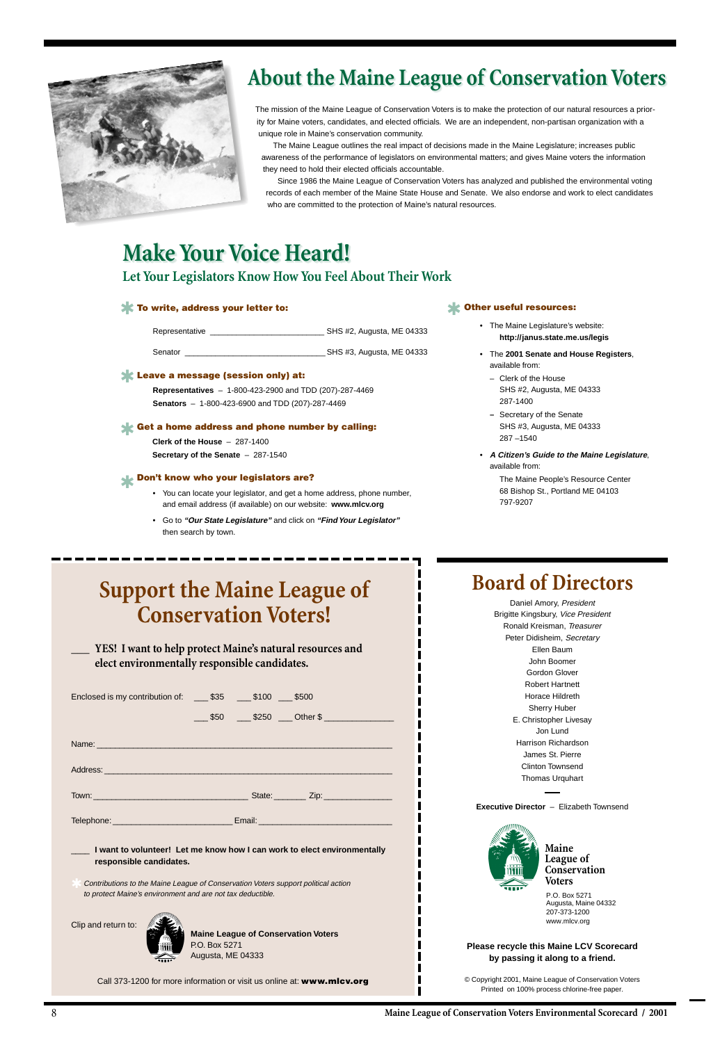# About the Maine League of Conservation Voters

The mission of the Maine League of Conservation Voters is to make the protection of our natural resources a priority for Maine voters, candidates, and elected officials. We are an independent, non-partisan organization with a unique role in Maine's conservation community.

The Maine League outlines the real impact of decisions made in the Maine Legislature; increases public awareness of the performance of legislators on environmental matters; and gives Maine voters the information they need to hold their elected officials accountable.

Since 1986 the Maine League of Conservation Voters has analyzed and published the environmental voting records of each member of the Maine State House and Senate. We also endorse and work to elect candidates who are committed to the protection of Maine's natural resources.

# Make Your Voice Heard!

## Let Your Legislators Know How You Feel About Their Work

### To write, address your letter to:

Representative _________________________ SHS #2, Augusta, ME 04333

Senator _____________________________ SHS #3, Augusta, ME 04333

### Leave a message (session only) at:

**Representatives** – 1-800-423-2900 and TDD (207)-287-4469
**Senators** – 1-800-423-6900 and TDD (207)-287-4469

### Get a home address and phone number by calling:

**Clerk of the House** – 287-1400
**Secretary of the Senate** – 287-1540

### Don't know who your legislators are?

- You can locate your legislator, and get a home address, phone number, and email address (if available) on our website: **www.mlcv.org**
- Go to ***"Our State Legislature"*** and click on ***"Find Your Legislator"*** then search by town.

### Other useful resources:

- The Maine Legislature's website: **http://janus.state.me.us/legis**
- The **2001 Senate and House Registers**, available from:
  - Clerk of the House
    SHS #2, Augusta, ME 04333
    287-1400
  - Secretary of the Senate
    SHS #3, Augusta, ME 04333
    287 –1540
- ***A Citizen's Guide to the Maine Legislature***, available from:
  The Maine People's Resource Center
  68 Bishop St., Portland ME 04103
  797-9207

# Support the Maine League of Conservation Voters!

___ **YES! I want to help protect Maine's natural resources and elect environmentally responsible candidates.**

Enclosed is my contribution of: ___ $35 ___ $100 ___ $500
___ $50 ___ $250 ___ Other $ ______________

Name: ____________________________________________________________

Address: __________________________________________________________

Town: _______________________________ State: _______ Zip: ______________

Telephone: _________________________ Email: ____________________________

___ **I want to volunteer! Let me know how I can work to elect environmentally responsible candidates.**

*Contributions to the Maine League of Conservation Voters support political action to protect Maine's environment and are not tax deductible.*

Clip and return to:
**Maine League of Conservation Voters**
P.O. Box 5271
Augusta, ME 04333

Call 373-1200 for more information or visit us online at: **www.mlcv.org**

# Board of Directors

Daniel Amory, *President*
Brigitte Kingsbury, *Vice President*
Ronald Kreisman, *Treasurer*
Peter Didisheim, *Secretary*
Ellen Baum
John Boomer
Gordon Glover
Robert Hartnett
Horace Hildreth
Sherry Huber
E. Christopher Livesay
Jon Lund
Harrison Richardson
James St. Pierre
Clinton Townsend
Thomas Urquhart

**Executive Director** – Elizabeth Townsend

**Maine League of Conservation Voters**
P.O. Box 5271
Augusta, Maine 04332
207-373-1200
www.mlcv.org

**Please recycle this Maine LCV Scorecard by passing it along to a friend.**

© Copyright 2001, Maine League of Conservation Voters
Printed on 100% process chlorine-free paper.